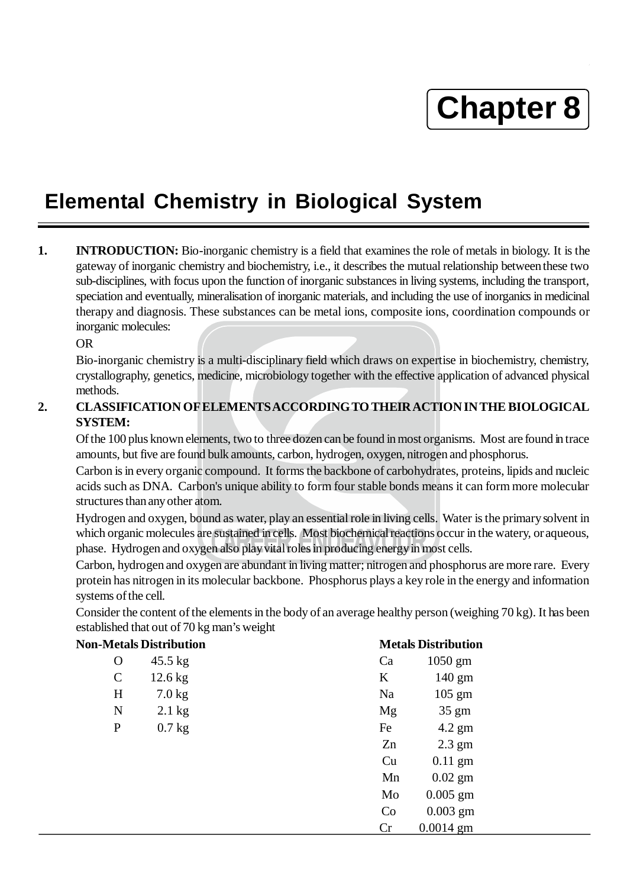# Chapter 8

## Elemental Chemistry in Biological System

**1. INTRODUCTION:** Bio-inorganic chemistry is a field that examines the role of metals in biology. It is the gateway of inorganic chemistry and biochemistry, i.e., it describes the mutual relationship between these two sub-disciplines, with focus upon the function of inorganic substances in living systems, including the transport, speciation and eventually, mineralisation of inorganic materials, and including the use of inorganics in medicinal therapy and diagnosis. These substances can be metal ions, composite ions, coordination compounds or inorganic molecules:

OR

Bio-inorganic chemistry is a multi-disciplinary field which draws on expertise in biochemistry, chemistry, crystallography, genetics, medicine, microbiology together with the effective application of advanced physical methods.

**2. CLASSIFICATION OF ELEMENTS ACCORDING TO THEIR ACTION IN THE BIOLOGICAL SYSTEM:**

Of the 100 plus known elements, two to three dozen can be found in most organisms. Most are found in trace amounts, but five are found bulk amounts, carbon, hydrogen, oxygen, nitrogen and phosphorus.

Carbon is in every organic compound. It forms the backbone of carbohydrates, proteins, lipids and nucleic acids such as DNA. Carbon's unique ability to form four stable bonds means it can form more molecular structures than any other atom.

Hydrogen and oxygen, bound as water, play an essential role in living cells. Water is the primary solvent in which organic molecules are sustained in cells. Most biochemical reactions occur in the watery, or aqueous, phase. Hydrogen and oxygen also play vital roles in producing energy in most cells.

Carbon, hydrogen and oxygen are abundant in living matter; nitrogen and phosphorus are more rare. Every protein has nitrogen in its molecular backbone. Phosphorus plays a key role in the energy and information systems of the cell.

Consider the content of the elements in the body of an average healthy person (weighing 70 kg). It has been established that out of 70 kg man's weight

**Non-Metals Distribution**

| Element | Amount |
|---|---|
| O | 45.5 kg |
| C | 12.6 kg |
| H | 7.0 kg |
| N | 2.1 kg |
| P | 0.7 kg |

**Metals Distribution**

| Element | Amount |
|---|---|
| Ca | 1050 gm |
| K | 140 gm |
| Na | 105 gm |
| Mg | 35 gm |
| Fe | 4.2 gm |
| Zn | 2.3 gm |
| Cu | 0.11 gm |
| Mn | 0.02 gm |
| Mo | 0.005 gm |
| Co | 0.003 gm |
| Cr | 0.0014 gm |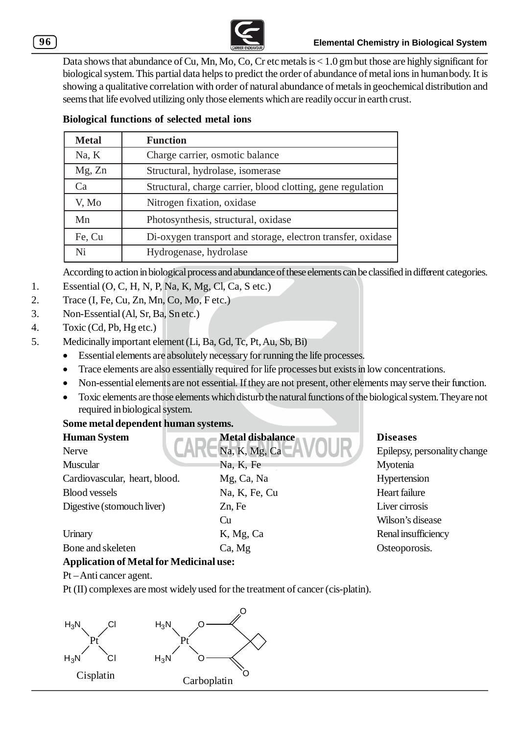Data shows that abundance of Cu, Mn, Mo, Co, Cr etc metals is < 1.0 gm but those are highly significant for biological system. This partial data helps to predict the order of abundance of metal ions in human body. It is showing a qualitative correlation with order of natural abundance of metals in geochemical distribution and seems that life evolved utilizing only those elements which are readily occur in earth crust.

**Biological functions of selected metal ions**

| Metal | Function |
|---|---|
| Na, K | Charge carrier, osmotic balance |
| Mg, Zn | Structural, hydrolase, isomerase |
| Ca | Structural, charge carrier, blood clotting, gene regulation |
| V, Mo | Nitrogen fixation, oxidase |
| Mn | Photosynthesis, structural, oxidase |
| Fe, Cu | Di-oxygen transport and storage, electron transfer, oxidase |
| Ni | Hydrogenase, hydrolase |

According to action in biological process and abundance of these elements can be classified in different categories.

1. Essential (O, C, H, N, P, Na, K, Mg, Cl, Ca, S etc.)
2. Trace (I, Fe, Cu, Zn, Mn, Co, Mo, F etc.)
3. Non-Essential (Al, Sr, Ba, Sn etc.)
4. Toxic (Cd, Pb, Hg etc.)
5. Medicinally important element (Li, Ba, Gd, Tc, Pt, Au, Sb, Bi)
   - Essential elements are absolutely necessary for running the life processes.
   - Trace elements are also essentially required for life processes but exists in low concentrations.
   - Non-essential elements are not essential. If they are not present, other elements may serve their function.
   - Toxic elements are those elements which disturb the natural functions of the biological system. They are not required in biological system.

**Some metal dependent human systems.**

| **Human System** | **Metal disbalance** | **Diseases** |
|---|---|---|
| Nerve | Na, K, Mg, Ca | Epilepsy, personality change |
| Muscular | Na, K, Fe | Myotenia |
| Cardiovascular, heart, blood. | Mg, Ca, Na | Hypertension |
| Blood vessels | Na, K, Fe, Cu | Heart failure |
| Digestive (stomouch liver) | Zn, Fe | Liver cirrosis |
| | Cu | Wilson's disease |
| Urinary | K, Mg, Ca | Renal insufficiency |
| Bone and skeleten | Ca, Mg | Osteoporosis. |

**Application of Metal for Medicinal use:**

Pt – Anti cancer agent.

Pt (II) complexes are most widely used for the treatment of cancer (cis-platin).

Cisplatin: $[Pt(NH_3)_2Cl_2]$ ($H_3N$, $H_3N$, Cl, Cl around Pt)

Carboplatin: Pt with two $H_3N$ ligands and a cyclobutane-1,1-dicarboxylate (O, O) chelate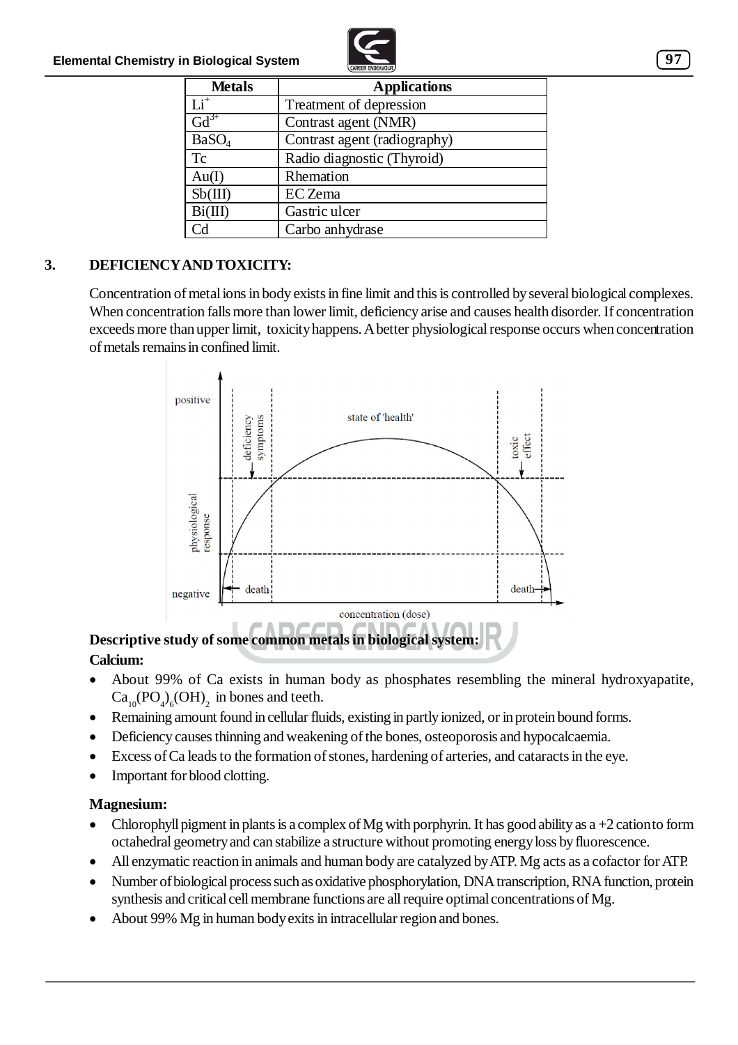| Metals | Applications |
|---|---|
| $Li^+$ | Treatment of depression |
| $Gd^{3+}$ | Contrast agent (NMR) |
| $BaSO_4$ | Contrast agent (radiography) |
| Tc | Radio diagnostic (Thyroid) |
| Au(I) | Rhemation |
| Sb(III) | EC Zema |
| Bi(III) | Gastric ulcer |
| Cd | Carbo anhydrase |

## 3. DEFICIENCY AND TOXICITY:

Concentration of metal ions in body exists in fine limit and this is controlled by several biological complexes. When concentration falls more than lower limit, deficiency arise and causes health disorder. If concentration exceeds more than upper limit, toxicity happens. A better physiological response occurs when concentration of metals remains in confined limit.

positive
deficiency symptoms
state of 'health'
toxic effect
physiological response
negative
death
death
concentration (dose)

**Descriptive study of some common metals in biological system:**

**Calcium:**

- About 99% of Ca exists in human body as phosphates resembling the mineral hydroxyapatite, $Ca_{10}(PO_4)_6(OH)_2$ in bones and teeth.
- Remaining amount found in cellular fluids, existing in partly ionized, or in protein bound forms.
- Deficiency causes thinning and weakening of the bones, osteoporosis and hypocalcaemia.
- Excess of Ca leads to the formation of stones, hardening of arteries, and cataracts in the eye.
- Important for blood clotting.

**Magnesium:**

- Chlorophyll pigment in plants is a complex of Mg with porphyrin. It has good ability as a +2 cation to form octahedral geometry and can stabilize a structure without promoting energy loss by fluorescence.
- All enzymatic reaction in animals and human body are catalyzed by ATP. Mg acts as a cofactor for ATP.
- Number of biological process such as oxidative phosphorylation, DNA transcription, RNA function, protein synthesis and critical cell membrane functions are all require optimal concentrations of Mg.
- About 99% Mg in human body exits in intracellular region and bones.